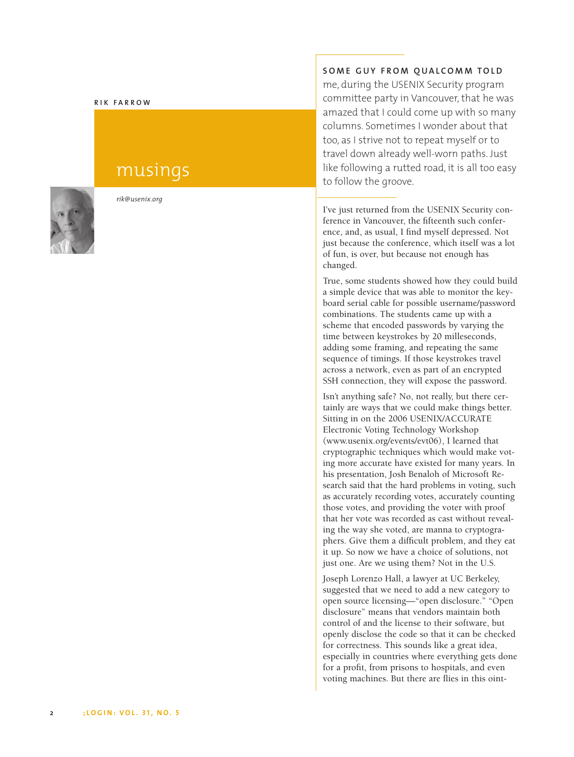RIK FARROW

# musings

*rik@usenix.org*

**SOME GUY FROM QUALCOMM TOLD** me, during the USENIX Security program committee party in Vancouver, that he was amazed that I could come up with so many columns. Sometimes I wonder about that too, as I strive not to repeat myself or to travel down already well-worn paths. Just like following a rutted road, it is all too easy to follow the groove.

I've just returned from the USENIX Security conference in Vancouver, the fifteenth such conference, and, as usual, I find myself depressed. Not just because the conference, which itself was a lot of fun, is over, but because not enough has changed.

True, some students showed how they could build a simple device that was able to monitor the keyboard serial cable for possible username/password combinations. The students came up with a scheme that encoded passwords by varying the time between keystrokes by 20 milleseconds, adding some framing, and repeating the same sequence of timings. If those keystrokes travel across a network, even as part of an encrypted SSH connection, they will expose the password.

Isn't anything safe? No, not really, but there certainly are ways that we could make things better. Sitting in on the 2006 USENIX/ACCURATE Electronic Voting Technology Workshop (www.usenix.org/events/evt06), I learned that cryptographic techniques which would make voting more accurate have existed for many years. In his presentation, Josh Benaloh of Microsoft Research said that the hard problems in voting, such as accurately recording votes, accurately counting those votes, and providing the voter with proof that her vote was recorded as cast without revealing the way she voted, are manna to cryptographers. Give them a difficult problem, and they eat it up. So now we have a choice of solutions, not just one. Are we using them? Not in the U.S.

Joseph Lorenzo Hall, a lawyer at UC Berkeley, suggested that we need to add a new category to open source licensing—"open disclosure." "Open disclosure" means that vendors maintain both control of and the license to their software, but openly disclose the code so that it can be checked for correctness. This sounds like a great idea, especially in countries where everything gets done for a profit, from prisons to hospitals, and even voting machines. But there are flies in this oint-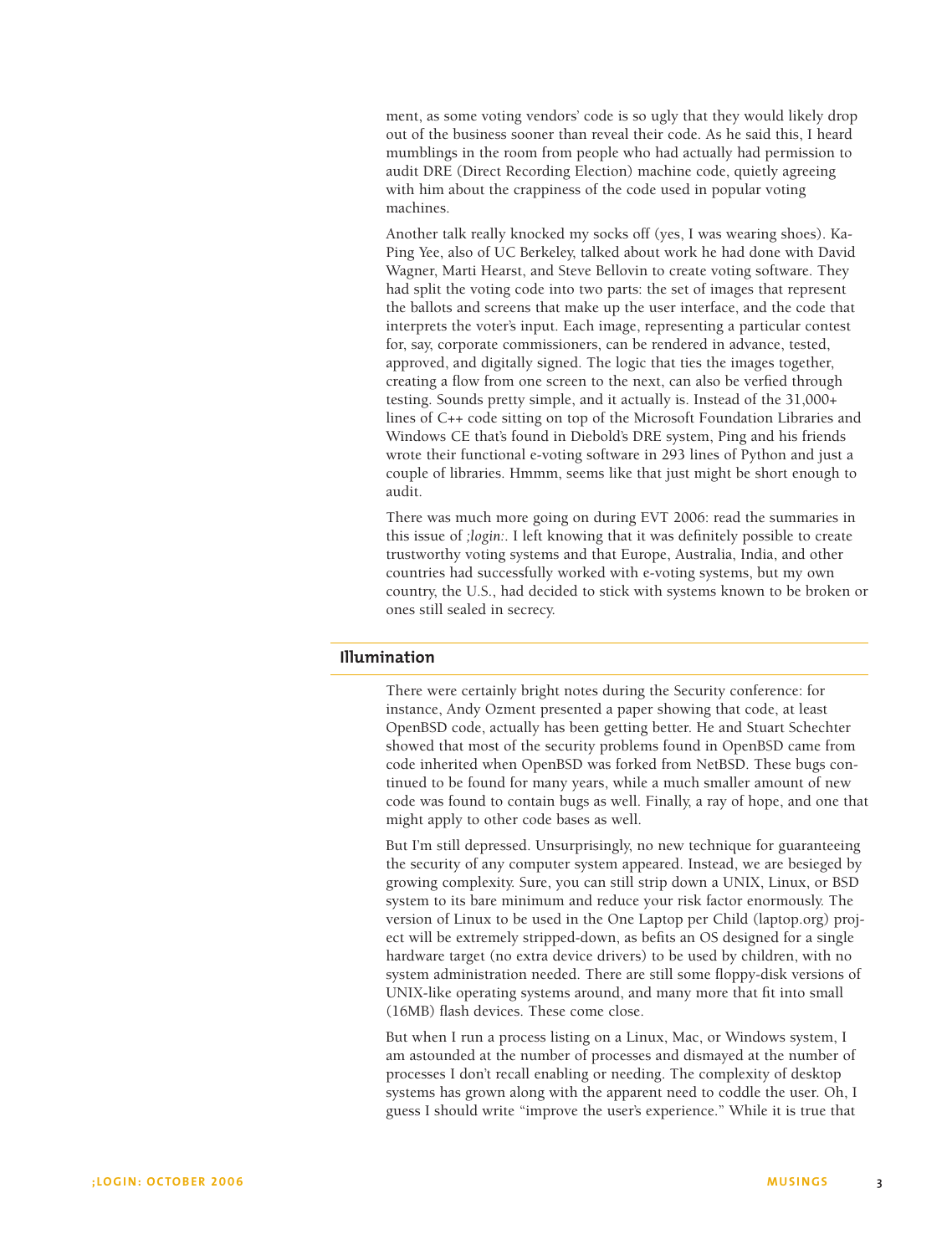ment, as some voting vendors' code is so ugly that they would likely drop out of the business sooner than reveal their code. As he said this, I heard mumblings in the room from people who had actually had permission to audit DRE (Direct Recording Election) machine code, quietly agreeing with him about the crappiness of the code used in popular voting machines.

Another talk really knocked my socks off (yes, I was wearing shoes). Ka-Ping Yee, also of UC Berkeley, talked about work he had done with David Wagner, Marti Hearst, and Steve Bellovin to create voting software. They had split the voting code into two parts: the set of images that represent the ballots and screens that make up the user interface, and the code that interprets the voter's input. Each image, representing a particular contest for, say, corporate commissioners, can be rendered in advance, tested, approved, and digitally signed. The logic that ties the images together, creating a flow from one screen to the next, can also be verfied through testing. Sounds pretty simple, and it actually is. Instead of the 31,000+ lines of C++ code sitting on top of the Microsoft Foundation Libraries and Windows CE that's found in Diebold's DRE system, Ping and his friends wrote their functional e-voting software in 293 lines of Python and just a couple of libraries. Hmmm, seems like that just might be short enough to audit.

There was much more going on during EVT 2006: read the summaries in this issue of *;login:*. I left knowing that it was definitely possible to create trustworthy voting systems and that Europe, Australia, India, and other countries had successfully worked with e-voting systems, but my own country, the U.S., had decided to stick with systems known to be broken or ones still sealed in secrecy.

## Illumination

There were certainly bright notes during the Security conference: for instance, Andy Ozment presented a paper showing that code, at least OpenBSD code, actually has been getting better. He and Stuart Schechter showed that most of the security problems found in OpenBSD came from code inherited when OpenBSD was forked from NetBSD. These bugs continued to be found for many years, while a much smaller amount of new code was found to contain bugs as well. Finally, a ray of hope, and one that might apply to other code bases as well.

But I'm still depressed. Unsurprisingly, no new technique for guaranteeing the security of any computer system appeared. Instead, we are besieged by growing complexity. Sure, you can still strip down a UNIX, Linux, or BSD system to its bare minimum and reduce your risk factor enormously. The version of Linux to be used in the One Laptop per Child (laptop.org) project will be extremely stripped-down, as befits an OS designed for a single hardware target (no extra device drivers) to be used by children, with no system administration needed. There are still some floppy-disk versions of UNIX-like operating systems around, and many more that fit into small (16MB) flash devices. These come close.

But when I run a process listing on a Linux, Mac, or Windows system, I am astounded at the number of processes and dismayed at the number of processes I don't recall enabling or needing. The complexity of desktop systems has grown along with the apparent need to coddle the user. Oh, I guess I should write "improve the user's experience." While it is true that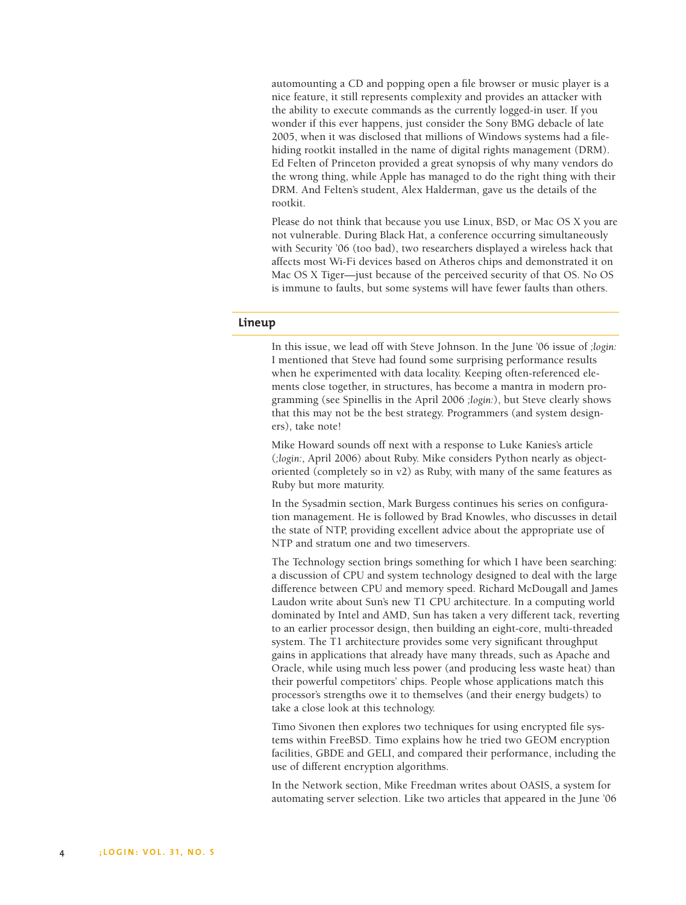automounting a CD and popping open a file browser or music player is a nice feature, it still represents complexity and provides an attacker with the ability to execute commands as the currently logged-in user. If you wonder if this ever happens, just consider the Sony BMG debacle of late 2005, when it was disclosed that millions of Windows systems had a file-hiding rootkit installed in the name of digital rights management (DRM). Ed Felten of Princeton provided a great synopsis of why many vendors do the wrong thing, while Apple has managed to do the right thing with their DRM. And Felten's student, Alex Halderman, gave us the details of the rootkit.

Please do not think that because you use Linux, BSD, or Mac OS X you are not vulnerable. During Black Hat, a conference occurring simultaneously with Security '06 (too bad), two researchers displayed a wireless hack that affects most Wi-Fi devices based on Atheros chips and demonstrated it on Mac OS X Tiger—just because of the perceived security of that OS. No OS is immune to faults, but some systems will have fewer faults than others.

## Lineup

In this issue, we lead off with Steve Johnson. In the June '06 issue of *;login:* I mentioned that Steve had found some surprising performance results when he experimented with data locality. Keeping often-referenced elements close together, in structures, has become a mantra in modern programming (see Spinellis in the April 2006 *;login:*), but Steve clearly shows that this may not be the best strategy. Programmers (and system designers), take note!

Mike Howard sounds off next with a response to Luke Kanies's article (*;login:*, April 2006) about Ruby. Mike considers Python nearly as object-oriented (completely so in v2) as Ruby, with many of the same features as Ruby but more maturity.

In the Sysadmin section, Mark Burgess continues his series on configuration management. He is followed by Brad Knowles, who discusses in detail the state of NTP, providing excellent advice about the appropriate use of NTP and stratum one and two timeservers.

The Technology section brings something for which I have been searching: a discussion of CPU and system technology designed to deal with the large difference between CPU and memory speed. Richard McDougall and James Laudon write about Sun's new T1 CPU architecture. In a computing world dominated by Intel and AMD, Sun has taken a very different tack, reverting to an earlier processor design, then building an eight-core, multi-threaded system. The T1 architecture provides some very significant throughput gains in applications that already have many threads, such as Apache and Oracle, while using much less power (and producing less waste heat) than their powerful competitors' chips. People whose applications match this processor's strengths owe it to themselves (and their energy budgets) to take a close look at this technology.

Timo Sivonen then explores two techniques for using encrypted file systems within FreeBSD. Timo explains how he tried two GEOM encryption facilities, GBDE and GELI, and compared their performance, including the use of different encryption algorithms.

In the Network section, Mike Freedman writes about OASIS, a system for automating server selection. Like two articles that appeared in the June '06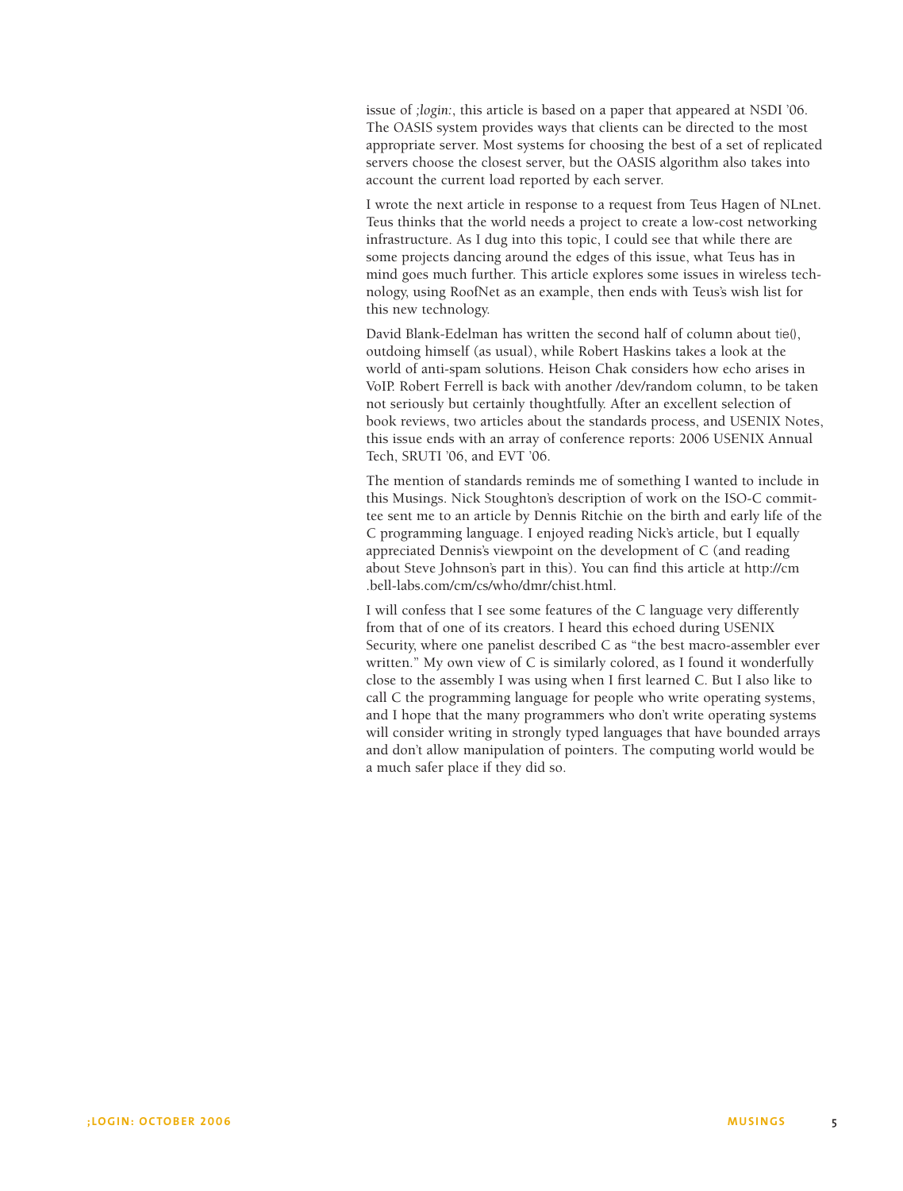issue of *;login:*, this article is based on a paper that appeared at NSDI '06. The OASIS system provides ways that clients can be directed to the most appropriate server. Most systems for choosing the best of a set of replicated servers choose the closest server, but the OASIS algorithm also takes into account the current load reported by each server.

I wrote the next article in response to a request from Teus Hagen of NLnet. Teus thinks that the world needs a project to create a low-cost networking infrastructure. As I dug into this topic, I could see that while there are some projects dancing around the edges of this issue, what Teus has in mind goes much further. This article explores some issues in wireless technology, using RoofNet as an example, then ends with Teus's wish list for this new technology.

David Blank-Edelman has written the second half of column about `tie()`, outdoing himself (as usual), while Robert Haskins takes a look at the world of anti-spam solutions. Heison Chak considers how echo arises in VoIP. Robert Ferrell is back with another /dev/random column, to be taken not seriously but certainly thoughtfully. After an excellent selection of book reviews, two articles about the standards process, and USENIX Notes, this issue ends with an array of conference reports: 2006 USENIX Annual Tech, SRUTI '06, and EVT '06.

The mention of standards reminds me of something I wanted to include in this Musings. Nick Stoughton's description of work on the ISO-C committee sent me to an article by Dennis Ritchie on the birth and early life of the C programming language. I enjoyed reading Nick's article, but I equally appreciated Dennis's viewpoint on the development of C (and reading about Steve Johnson's part in this). You can find this article at http://cm.bell-labs.com/cm/cs/who/dmr/chist.html.

I will confess that I see some features of the C language very differently from that of one of its creators. I heard this echoed during USENIX Security, where one panelist described C as "the best macro-assembler ever written." My own view of C is similarly colored, as I found it wonderfully close to the assembly I was using when I first learned C. But I also like to call C the programming language for people who write operating systems, and I hope that the many programmers who don't write operating systems will consider writing in strongly typed languages that have bounded arrays and don't allow manipulation of pointers. The computing world would be a much safer place if they did so.